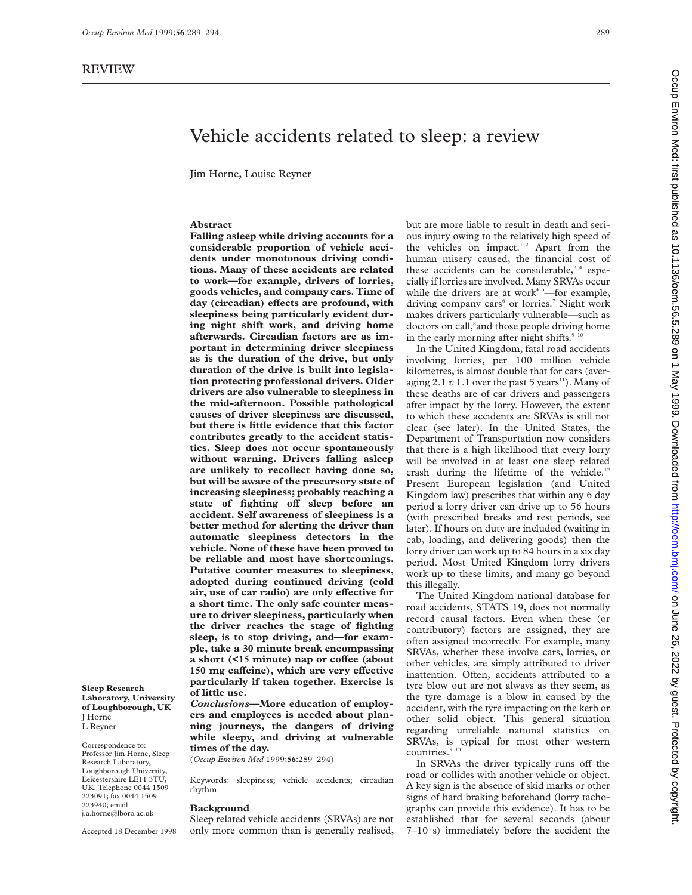REVIEW

# Vehicle accidents related to sleep: a review

Jim Horne, Louise Reyner

Sleep Research Laboratory, University of Loughborough, UK
J Horne
L Reyner

Correspondence to:
Professor Jim Horne, Sleep Research Laboratory, Loughborough University, Leicestershire LE11 3TU, UK. Telephone 0044 1509 223091; fax 0044 1509 223940; email j.a.horne@lboro.ac.uk

Accepted 18 December 1998

## Abstract

**Falling asleep while driving accounts for a considerable proportion of vehicle accidents under monotonous driving conditions. Many of these accidents are related to work—for example, drivers of lorries, goods vehicles, and company cars. Time of day (circadian) effects are profound, with sleepiness being particularly evident during night shift work, and driving home afterwards. Circadian factors are as important in determining driver sleepiness as is the duration of the drive, but only duration of the drive is built into legislation protecting professional drivers. Older drivers are also vulnerable to sleepiness in the mid-afternoon. Possible pathological causes of driver sleepiness are discussed, but there is little evidence that this factor contributes greatly to the accident statistics. Sleep does not occur spontaneously without warning. Drivers falling asleep are unlikely to recollect having done so, but will be aware of the precursory state of increasing sleepiness; probably reaching a state of fighting off sleep before an accident. Self awareness of sleepiness is a better method for alerting the driver than automatic sleepiness detectors in the vehicle. None of these have been proved to be reliable and most have shortcomings. Putative counter measures to sleepiness, adopted during continued driving (cold air, use of car radio) are only effective for a short time. The only safe counter measure to driver sleepiness, particularly when the driver reaches the stage of fighting sleep, is to stop driving, and—for example, take a 30 minute break encompassing a short (<15 minute) nap or coffee (about 150 mg caffeine), which are very effective particularly if taken together. Exercise is of little use.**

***Conclusions*—More education of employers and employees is needed about planning journeys, the dangers of driving while sleepy, and driving at vulnerable times of the day.**

(*Occup Environ Med* 1999;**56**:289–294)

Keywords: sleepiness; vehicle accidents; circadian rhythm

## Background

Sleep related vehicle accidents (SRVAs) are not only more common than is generally realised, but are more liable to result in death and serious injury owing to the relatively high speed of the vehicles on impact.[1 2] Apart from the human misery caused, the financial cost of these accidents can be considerable,[3 4] especially if lorries are involved. Many SRVAs occur while the drivers are at work[4 5]—for example, driving company cars[6] or lorries.[7] Night work makes drivers particularly vulnerable—such as doctors on call,[8] and those people driving home in the early morning after night shifts.[9 10]

In the United Kingdom, fatal road accidents involving lorries, per 100 million vehicle kilometres, is almost double that for cars (averaging 2.1 *v* 1.1 over the past 5 years[11]). Many of these deaths are of car drivers and passengers after impact by the lorry. However, the extent to which these accidents are SRVAs is still not clear (see later). In the United States, the Department of Transportation now considers that there is a high likelihood that every lorry will be involved in at least one sleep related crash during the lifetime of the vehicle.[12] Present European legislation (and United Kingdom law) prescribes that within any 6 day period a lorry driver can drive up to 56 hours (with prescribed breaks and rest periods, see later). If hours on duty are included (waiting in cab, loading, and delivering goods) then the lorry driver can work up to 84 hours in a six day period. Most United Kingdom lorry drivers work up to these limits, and many go beyond this illegally.

The United Kingdom national database for road accidents, STATS 19, does not normally record causal factors. Even when these (or contributory) factors are assigned, they are often assigned incorrectly. For example, many SRVAs, whether these involve cars, lorries, or other vehicles, are simply attributed to driver inattention. Often, accidents attributed to a tyre blow out are not always as they seem, as the tyre damage is a blow in caused by the accident, with the tyre impacting on the kerb or other solid object. This general situation regarding unreliable national statistics on SRVAs, is typical for most other western countries.[9 13]

In SRVAs the driver typically runs off the road or collides with another vehicle or object. A key sign is the absence of skid marks or other signs of hard braking beforehand (lorry tachographs can provide this evidence). It has to be established that for several seconds (about 7–10 s) immediately before the accident the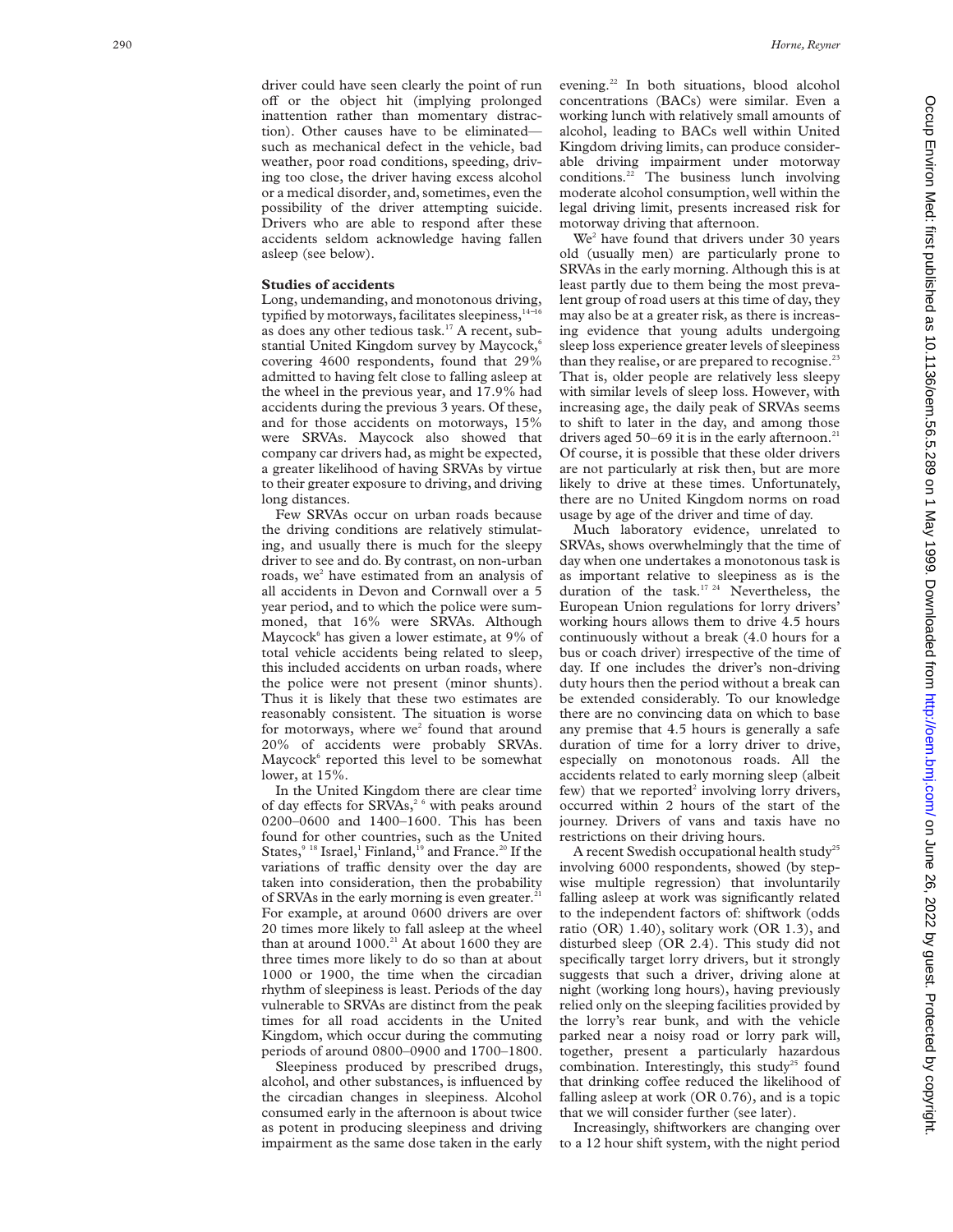driver could have seen clearly the point of run off or the object hit (implying prolonged inattention rather than momentary distraction). Other causes have to be eliminated—such as mechanical defect in the vehicle, bad weather, poor road conditions, speeding, driving too close, the driver having excess alcohol or a medical disorder, and, sometimes, even the possibility of the driver attempting suicide. Drivers who are able to respond after these accidents seldom acknowledge having fallen asleep (see below).

## Studies of accidents

Long, undemanding, and monotonous driving, typified by motorways, facilitates sleepiness,[14–16] as does any other tedious task.[17] A recent, substantial United Kingdom survey by Maycock,[6] covering 4600 respondents, found that 29% admitted to having felt close to falling asleep at the wheel in the previous year, and 17.9% had accidents during the previous 3 years. Of these, and for those accidents on motorways, 15% were SRVAs. Maycock also showed that company car drivers had, as might be expected, a greater likelihood of having SRVAs by virtue to their greater exposure to driving, and driving long distances.

Few SRVAs occur on urban roads because the driving conditions are relatively stimulating, and usually there is much for the sleepy driver to see and do. By contrast, on non-urban roads, we[2] have estimated from an analysis of all accidents in Devon and Cornwall over a 5 year period, and to which the police were summoned, that 16% were SRVAs. Although Maycock[6] has given a lower estimate, at 9% of total vehicle accidents being related to sleep, this included accidents on urban roads, where the police were not present (minor shunts). Thus it is likely that these two estimates are reasonably consistent. The situation is worse for motorways, where we[2] found that around 20% of accidents were probably SRVAs. Maycock[6] reported this level to be somewhat lower, at 15%.

In the United Kingdom there are clear time of day effects for SRVAs,[2 6] with peaks around 0200–0600 and 1400–1600. This has been found for other countries, such as the United States,[9 18] Israel,[1] Finland,[19] and France.[20] If the variations of traffic density over the day are taken into consideration, then the probability of SRVAs in the early morning is even greater.[21] For example, at around 0600 drivers are over 20 times more likely to fall asleep at the wheel than at around 1000.[21] At about 1600 they are three times more likely to do so than at about 1000 or 1900, the time when the circadian rhythm of sleepiness is least. Periods of the day vulnerable to SRVAs are distinct from the peak times for all road accidents in the United Kingdom, which occur during the commuting periods of around 0800–0900 and 1700–1800.

Sleepiness produced by prescribed drugs, alcohol, and other substances, is influenced by the circadian changes in sleepiness. Alcohol consumed early in the afternoon is about twice as potent in producing sleepiness and driving impairment as the same dose taken in the early evening.[22] In both situations, blood alcohol concentrations (BACs) were similar. Even a working lunch with relatively small amounts of alcohol, leading to BACs well within United Kingdom driving limits, can produce considerable driving impairment under motorway conditions.[22] The business lunch involving moderate alcohol consumption, well within the legal driving limit, presents increased risk for motorway driving that afternoon.

We[2] have found that drivers under 30 years old (usually men) are particularly prone to SRVAs in the early morning. Although this is at least partly due to them being the most prevalent group of road users at this time of day, they may also be at a greater risk, as there is increasing evidence that young adults undergoing sleep loss experience greater levels of sleepiness than they realise, or are prepared to recognise.[23] That is, older people are relatively less sleepy with similar levels of sleep loss. However, with increasing age, the daily peak of SRVAs seems to shift to later in the day, and among those drivers aged 50–69 it is in the early afternoon.[21] Of course, it is possible that these older drivers are not particularly at risk then, but are more likely to drive at these times. Unfortunately, there are no United Kingdom norms on road usage by age of the driver and time of day.

Much laboratory evidence, unrelated to SRVAs, shows overwhelmingly that the time of day when one undertakes a monotonous task is as important relative to sleepiness as is the duration of the task.[17 24] Nevertheless, the European Union regulations for lorry drivers' working hours allows them to drive 4.5 hours continuously without a break (4.0 hours for a bus or coach driver) irrespective of the time of day. If one includes the driver's non-driving duty hours then the period without a break can be extended considerably. To our knowledge there are no convincing data on which to base any premise that 4.5 hours is generally a safe duration of time for a lorry driver to drive, especially on monotonous roads. All the accidents related to early morning sleep (albeit few) that we reported[2] involving lorry drivers, occurred within 2 hours of the start of the journey. Drivers of vans and taxis have no restrictions on their driving hours.

A recent Swedish occupational health study[25] involving 6000 respondents, showed (by stepwise multiple regression) that involuntarily falling asleep at work was significantly related to the independent factors of: shiftwork (odds ratio (OR) 1.40), solitary work (OR 1.3), and disturbed sleep (OR 2.4). This study did not specifically target lorry drivers, but it strongly suggests that such a driver, driving alone at night (working long hours), having previously relied only on the sleeping facilities provided by the lorry's rear bunk, and with the vehicle parked near a noisy road or lorry park will, together, present a particularly hazardous combination. Interestingly, this study[25] found that drinking coffee reduced the likelihood of falling asleep at work (OR 0.76), and is a topic that we will consider further (see later).

Increasingly, shiftworkers are changing over to a 12 hour shift system, with the night period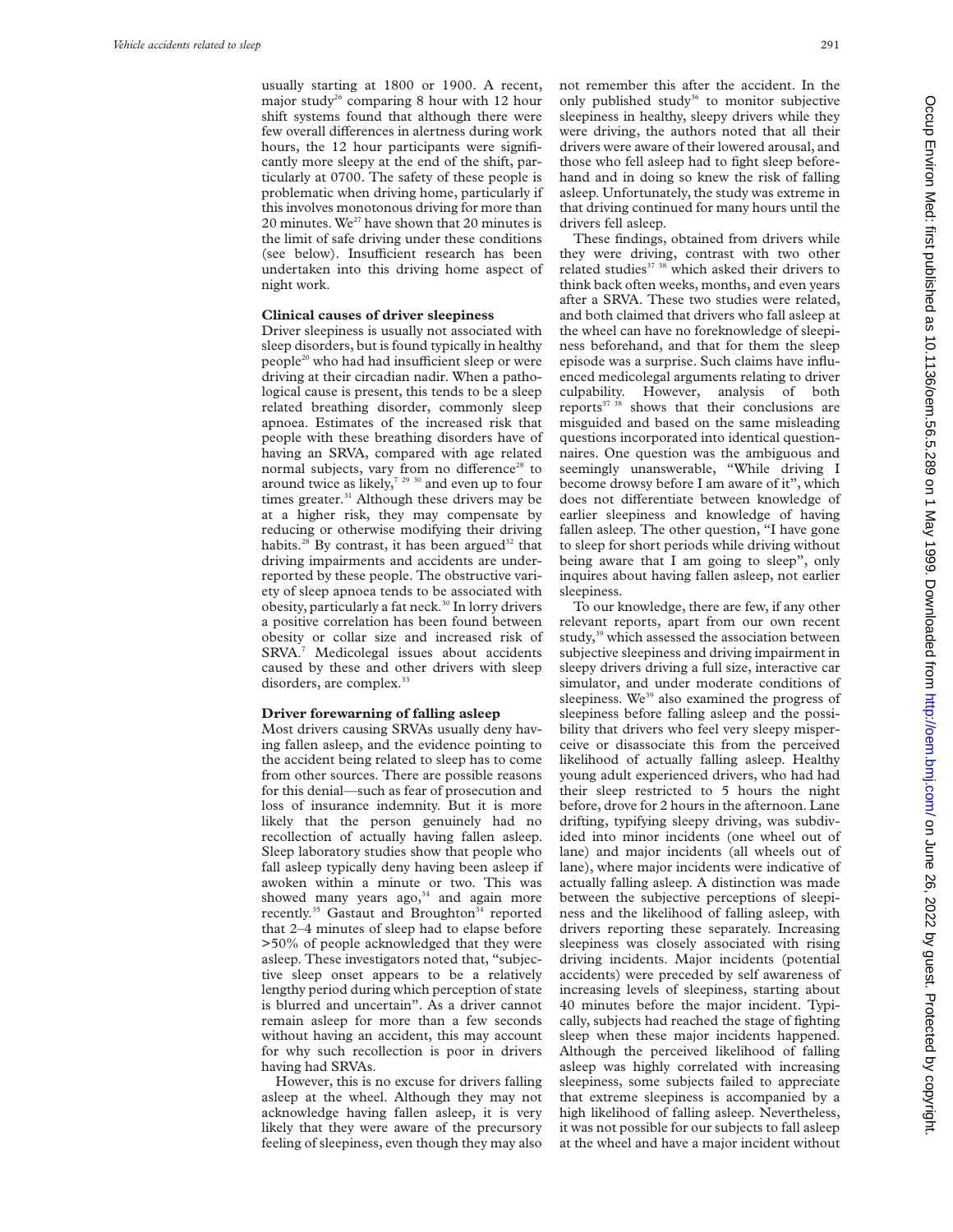usually starting at 1800 or 1900. A recent, major study[26] comparing 8 hour with 12 hour shift systems found that although there were few overall differences in alertness during work hours, the 12 hour participants were significantly more sleepy at the end of the shift, particularly at 0700. The safety of these people is problematic when driving home, particularly if this involves monotonous driving for more than 20 minutes. We[27] have shown that 20 minutes is the limit of safe driving under these conditions (see below). Insufficient research has been undertaken into this driving home aspect of night work.

**Clinical causes of driver sleepiness**

Driver sleepiness is usually not associated with sleep disorders, but is found typically in healthy people[20] who had had insufficient sleep or were driving at their circadian nadir. When a pathological cause is present, this tends to be a sleep related breathing disorder, commonly sleep apnoea. Estimates of the increased risk that people with these breathing disorders have of having an SRVA, compared with age related normal subjects, vary from no difference[28] to around twice as likely,[7 29 30] and even up to four times greater.[31] Although these drivers may be at a higher risk, they may compensate by reducing or otherwise modifying their driving habits.[28] By contrast, it has been argued[32] that driving impairments and accidents are under-reported by these people. The obstructive variety of sleep apnoea tends to be associated with obesity, particularly a fat neck.[30] In lorry drivers a positive correlation has been found between obesity or collar size and increased risk of SRVA.[7] Medicolegal issues about accidents caused by these and other drivers with sleep disorders, are complex.[33]

**Driver forewarning of falling asleep**

Most drivers causing SRVAs usually deny having fallen asleep, and the evidence pointing to the accident being related to sleep has to come from other sources. There are possible reasons for this denial—such as fear of prosecution and loss of insurance indemnity. But it is more likely that the person genuinely had no recollection of actually having fallen asleep. Sleep laboratory studies show that people who fall asleep typically deny having been asleep if awoken within a minute or two. This was showed many years ago,[34] and again more recently.[35] Gastaut and Broughton[34] reported that 2–4 minutes of sleep had to elapse before >50% of people acknowledged that they were asleep. These investigators noted that, "subjective sleep onset appears to be a relatively lengthy period during which perception of state is blurred and uncertain". As a driver cannot remain asleep for more than a few seconds without having an accident, this may account for why such recollection is poor in drivers having had SRVAs.

However, this is no excuse for drivers falling asleep at the wheel. Although they may not acknowledge having fallen asleep, it is very likely that they were aware of the precursory feeling of sleepiness, even though they may also not remember this after the accident. In the only published study[36] to monitor subjective sleepiness in healthy, sleepy drivers while they were driving, the authors noted that all their drivers were aware of their lowered arousal, and those who fell asleep had to fight sleep beforehand and in doing so knew the risk of falling asleep. Unfortunately, the study was extreme in that driving continued for many hours until the drivers fell asleep.

These findings, obtained from drivers while they were driving, contrast with two other related studies[37 38] which asked their drivers to think back often weeks, months, and even years after a SRVA. These two studies were related, and both claimed that drivers who fall asleep at the wheel can have no foreknowledge of sleepiness beforehand, and that for them the sleep episode was a surprise. Such claims have influenced medicolegal arguments relating to driver culpability. However, analysis of both reports[37 38] shows that their conclusions are misguided and based on the same misleading questions incorporated into identical questionnaires. One question was the ambiguous and seemingly unanswerable, "While driving I become drowsy before I am aware of it", which does not differentiate between knowledge of earlier sleepiness and knowledge of having fallen asleep. The other question, "I have gone to sleep for short periods while driving without being aware that I am going to sleep", only inquires about having fallen asleep, not earlier sleepiness.

To our knowledge, there are few, if any other relevant reports, apart from our own recent study,[39] which assessed the association between subjective sleepiness and driving impairment in sleepy drivers driving a full size, interactive car simulator, and under moderate conditions of sleepiness. We[39] also examined the progress of sleepiness before falling asleep and the possibility that drivers who feel very sleepy misperceive or disassociate this from the perceived likelihood of actually falling asleep. Healthy young adult experienced drivers, who had had their sleep restricted to 5 hours the night before, drove for 2 hours in the afternoon. Lane drifting, typifying sleepy driving, was subdivided into minor incidents (one wheel out of lane) and major incidents (all wheels out of lane), where major incidents were indicative of actually falling asleep. A distinction was made between the subjective perceptions of sleepiness and the likelihood of falling asleep, with drivers reporting these separately. Increasing sleepiness was closely associated with rising driving incidents. Major incidents (potential accidents) were preceded by self awareness of increasing levels of sleepiness, starting about 40 minutes before the major incident. Typically, subjects had reached the stage of fighting sleep when these major incidents happened. Although the perceived likelihood of falling asleep was highly correlated with increasing sleepiness, some subjects failed to appreciate that extreme sleepiness is accompanied by a high likelihood of falling asleep. Nevertheless, it was not possible for our subjects to fall asleep at the wheel and have a major incident without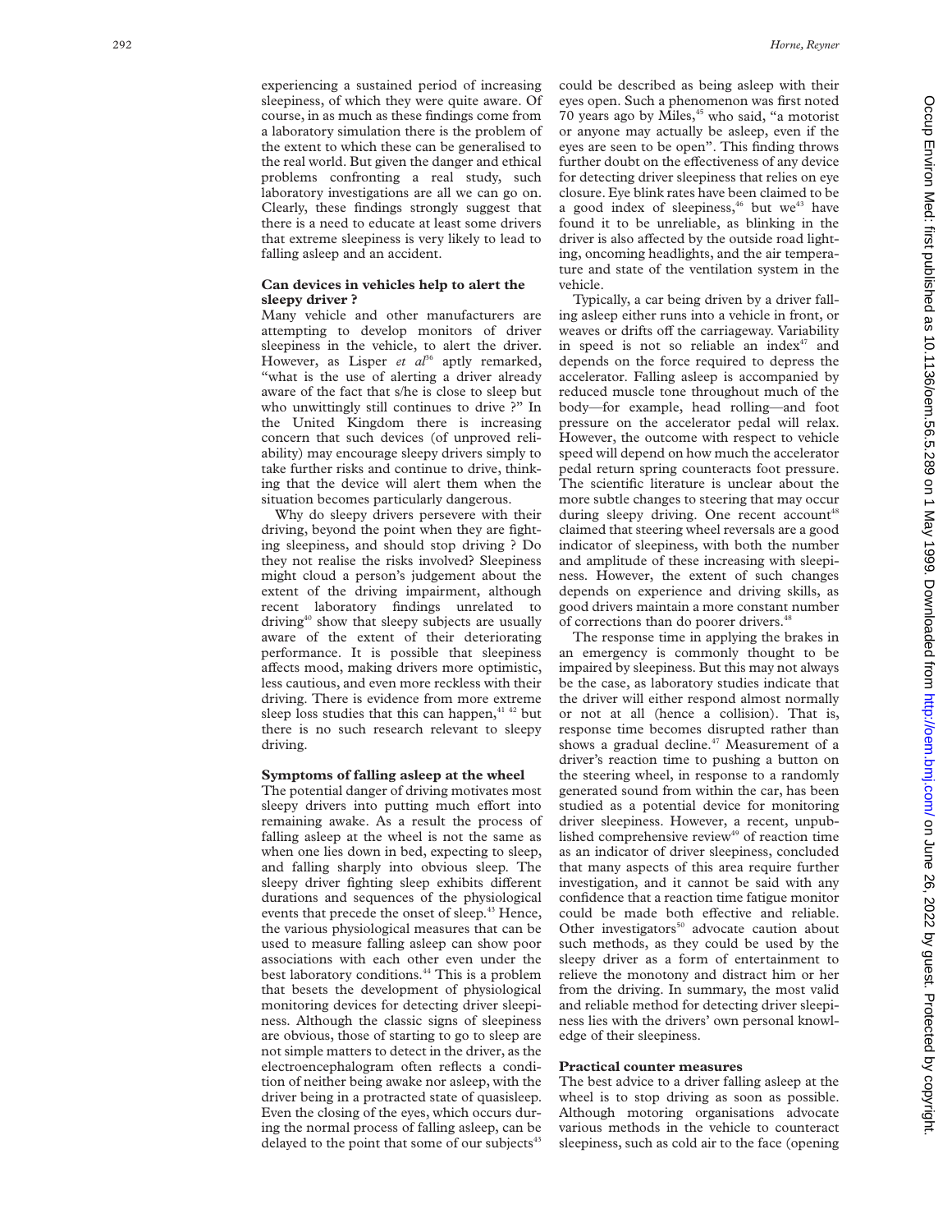experiencing a sustained period of increasing sleepiness, of which they were quite aware. Of course, in as much as these findings come from a laboratory simulation there is the problem of the extent to which these can be generalised to the real world. But given the danger and ethical problems confronting a real study, such laboratory investigations are all we can go on. Clearly, these findings strongly suggest that there is a need to educate at least some drivers that extreme sleepiness is very likely to lead to falling asleep and an accident.

### Can devices in vehicles help to alert the sleepy driver ?

Many vehicle and other manufacturers are attempting to develop monitors of driver sleepiness in the vehicle, to alert the driver. However, as Lisper *et al*[36] aptly remarked, "what is the use of alerting a driver already aware of the fact that s/he is close to sleep but who unwittingly still continues to drive ?" In the United Kingdom there is increasing concern that such devices (of unproved reliability) may encourage sleepy drivers simply to take further risks and continue to drive, thinking that the device will alert them when the situation becomes particularly dangerous.

Why do sleepy drivers persevere with their driving, beyond the point when they are fighting sleepiness, and should stop driving ? Do they not realise the risks involved? Sleepiness might cloud a person's judgement about the extent of the driving impairment, although recent laboratory findings unrelated to driving[40] show that sleepy subjects are usually aware of the extent of their deteriorating performance. It is possible that sleepiness affects mood, making drivers more optimistic, less cautious, and even more reckless with their driving. There is evidence from more extreme sleep loss studies that this can happen,[41 42] but there is no such research relevant to sleepy driving.

### Symptoms of falling asleep at the wheel

The potential danger of driving motivates most sleepy drivers into putting much effort into remaining awake. As a result the process of falling asleep at the wheel is not the same as when one lies down in bed, expecting to sleep, and falling sharply into obvious sleep. The sleepy driver fighting sleep exhibits different durations and sequences of the physiological events that precede the onset of sleep.[43] Hence, the various physiological measures that can be used to measure falling asleep can show poor associations with each other even under the best laboratory conditions.[44] This is a problem that besets the development of physiological monitoring devices for detecting driver sleepiness. Although the classic signs of sleepiness are obvious, those of starting to go to sleep are not simple matters to detect in the driver, as the electroencephalogram often reflects a condition of neither being awake nor asleep, with the driver being in a protracted state of quasisleep. Even the closing of the eyes, which occurs during the normal process of falling asleep, can be delayed to the point that some of our subjects[43] could be described as being asleep with their eyes open. Such a phenomenon was first noted 70 years ago by Miles,[45] who said, "a motorist or anyone may actually be asleep, even if the eyes are seen to be open". This finding throws further doubt on the effectiveness of any device for detecting driver sleepiness that relies on eye closure. Eye blink rates have been claimed to be a good index of sleepiness,[46] but we[43] have found it to be unreliable, as blinking in the driver is also affected by the outside road lighting, oncoming headlights, and the air temperature and state of the ventilation system in the vehicle.

Typically, a car being driven by a driver falling asleep either runs into a vehicle in front, or weaves or drifts off the carriageway. Variability in speed is not so reliable an index[47] and depends on the force required to depress the accelerator. Falling asleep is accompanied by reduced muscle tone throughout much of the body—for example, head rolling—and foot pressure on the accelerator pedal will relax. However, the outcome with respect to vehicle speed will depend on how much the accelerator pedal return spring counteracts foot pressure. The scientific literature is unclear about the more subtle changes to steering that may occur during sleepy driving. One recent account[48] claimed that steering wheel reversals are a good indicator of sleepiness, with both the number and amplitude of these increasing with sleepiness. However, the extent of such changes depends on experience and driving skills, as good drivers maintain a more constant number of corrections than do poorer drivers.[48]

The response time in applying the brakes in an emergency is commonly thought to be impaired by sleepiness. But this may not always be the case, as laboratory studies indicate that the driver will either respond almost normally or not at all (hence a collision). That is, response time becomes disrupted rather than shows a gradual decline.[47] Measurement of a driver's reaction time to pushing a button on the steering wheel, in response to a randomly generated sound from within the car, has been studied as a potential device for monitoring driver sleepiness. However, a recent, unpublished comprehensive review[49] of reaction time as an indicator of driver sleepiness, concluded that many aspects of this area require further investigation, and it cannot be said with any confidence that a reaction time fatigue monitor could be made both effective and reliable. Other investigators[50] advocate caution about such methods, as they could be used by the sleepy driver as a form of entertainment to relieve the monotony and distract him or her from the driving. In summary, the most valid and reliable method for detecting driver sleepiness lies with the drivers' own personal knowledge of their sleepiness.

### Practical counter measures

The best advice to a driver falling asleep at the wheel is to stop driving as soon as possible. Although motoring organisations advocate various methods in the vehicle to counteract sleepiness, such as cold air to the face (opening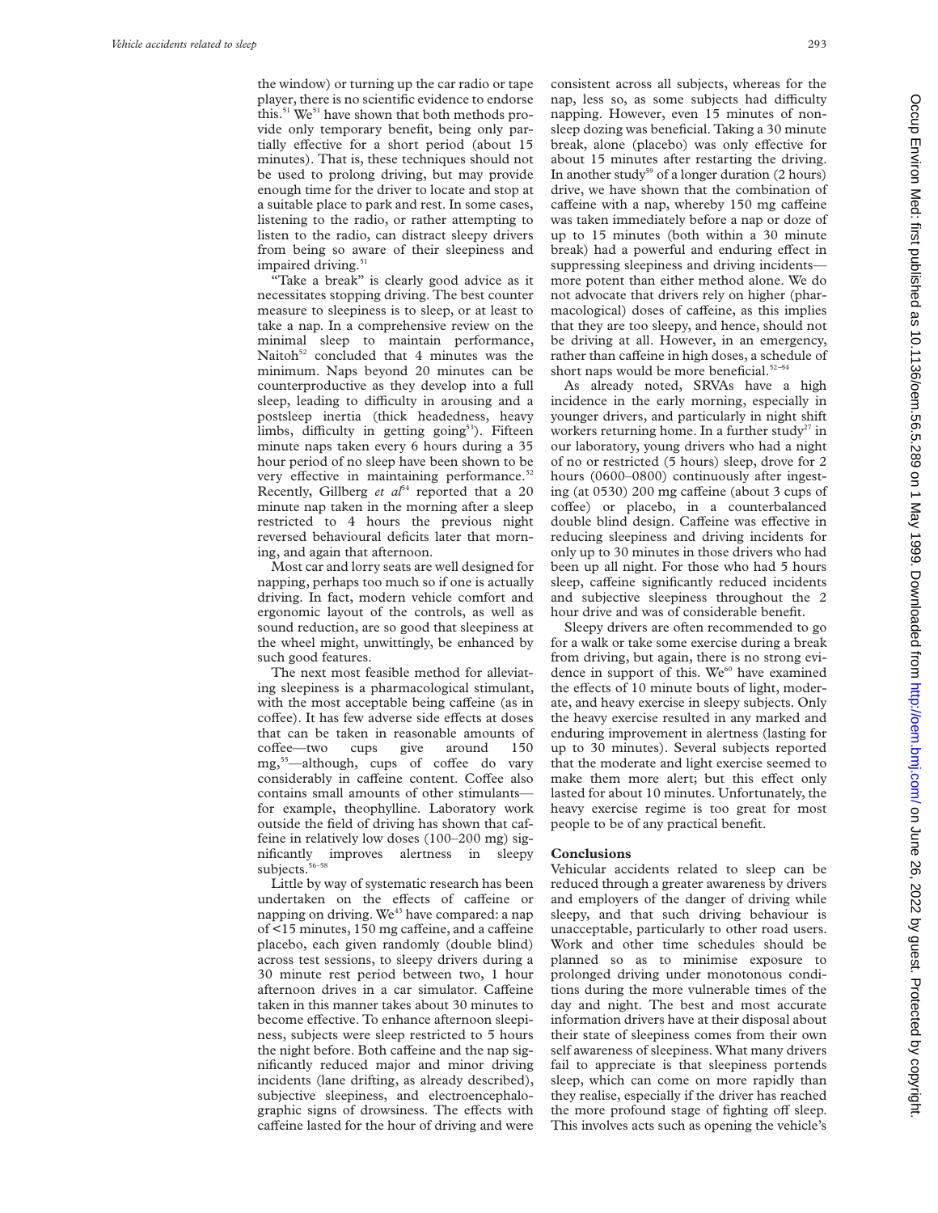the window) or turning up the car radio or tape player, there is no scientific evidence to endorse this.[51] We[51] have shown that both methods provide only temporary benefit, being only partially effective for a short period (about 15 minutes). That is, these techniques should not be used to prolong driving, but may provide enough time for the driver to locate and stop at a suitable place to park and rest. In some cases, listening to the radio, or rather attempting to listen to the radio, can distract sleepy drivers from being so aware of their sleepiness and impaired driving.[51]

"Take a break" is clearly good advice as it necessitates stopping driving. The best counter measure to sleepiness is to sleep, or at least to take a nap. In a comprehensive review on the minimal sleep to maintain performance, Naitoh[52] concluded that 4 minutes was the minimum. Naps beyond 20 minutes can be counterproductive as they develop into a full sleep, leading to difficulty in arousing and a postsleep inertia (thick headedness, heavy limbs, difficulty in getting going[53]). Fifteen minute naps taken every 6 hours during a 35 hour period of no sleep have been shown to be very effective in maintaining performance.[52] Recently, Gillberg *et al*[54] reported that a 20 minute nap taken in the morning after a sleep restricted to 4 hours the previous night reversed behavioural deficits later that morning, and again that afternoon.

Most car and lorry seats are well designed for napping, perhaps too much so if one is actually driving. In fact, modern vehicle comfort and ergonomic layout of the controls, as well as sound reduction, are so good that sleepiness at the wheel might, unwittingly, be enhanced by such good features.

The next most feasible method for alleviating sleepiness is a pharmacological stimulant, with the most acceptable being caffeine (as in coffee). It has few adverse side effects at doses that can be taken in reasonable amounts of coffee—two cups give around 150 mg,[55]—although, cups of coffee do vary considerably in caffeine content. Coffee also contains small amounts of other stimulants—for example, theophylline. Laboratory work outside the field of driving has shown that caffeine in relatively low doses (100–200 mg) significantly improves alertness in sleepy subjects.[56–58]

Little by way of systematic research has been undertaken on the effects of caffeine or napping on driving. We[43] have compared: a nap of <15 minutes, 150 mg caffeine, and a caffeine placebo, each given randomly (double blind) across test sessions, to sleepy drivers during a 30 minute rest period between two, 1 hour afternoon drives in a car simulator. Caffeine taken in this manner takes about 30 minutes to become effective. To enhance afternoon sleepiness, subjects were sleep restricted to 5 hours the night before. Both caffeine and the nap significantly reduced major and minor driving incidents (lane drifting, as already described), subjective sleepiness, and electroencephalographic signs of drowsiness. The effects with caffeine lasted for the hour of driving and were consistent across all subjects, whereas for the nap, less so, as some subjects had difficulty napping. However, even 15 minutes of non-sleep dozing was beneficial. Taking a 30 minute break, alone (placebo) was only effective for about 15 minutes after restarting the driving. In another study[59] of a longer duration (2 hours) drive, we have shown that the combination of caffeine with a nap, whereby 150 mg caffeine was taken immediately before a nap or doze of up to 15 minutes (both within a 30 minute break) had a powerful and enduring effect in suppressing sleepiness and driving incidents—more potent than either method alone. We do not advocate that drivers rely on higher (pharmacological) doses of caffeine, as this implies that they are too sleepy, and hence, should not be driving at all. However, in an emergency, rather than caffeine in high doses, a schedule of short naps would be more beneficial.[52–54]

As already noted, SRVAs have a high incidence in the early morning, especially in younger drivers, and particularly in night shift workers returning home. In a further study[27] in our laboratory, young drivers who had a night of no or restricted (5 hours) sleep, drove for 2 hours (0600–0800) continuously after ingesting (at 0530) 200 mg caffeine (about 3 cups of coffee) or placebo, in a counterbalanced double blind design. Caffeine was effective in reducing sleepiness and driving incidents for only up to 30 minutes in those drivers who had been up all night. For those who had 5 hours sleep, caffeine significantly reduced incidents and subjective sleepiness throughout the 2 hour drive and was of considerable benefit.

Sleepy drivers are often recommended to go for a walk or take some exercise during a break from driving, but again, there is no strong evidence in support of this. We[60] have examined the effects of 10 minute bouts of light, moderate, and heavy exercise in sleepy subjects. Only the heavy exercise resulted in any marked and enduring improvement in alertness (lasting for up to 30 minutes). Several subjects reported that the moderate and light exercise seemed to make them more alert; but this effect only lasted for about 10 minutes. Unfortunately, the heavy exercise regime is too great for most people to be of any practical benefit.

## Conclusions

Vehicular accidents related to sleep can be reduced through a greater awareness by drivers and employers of the danger of driving while sleepy, and that such driving behaviour is unacceptable, particularly to other road users. Work and other time schedules should be planned so as to minimise exposure to prolonged driving under monotonous conditions during the more vulnerable times of the day and night. The best and most accurate information drivers have at their disposal about their state of sleepiness comes from their own self awareness of sleepiness. What many drivers fail to appreciate is that sleepiness portends sleep, which can come on more rapidly than they realise, especially if the driver has reached the more profound stage of fighting off sleep. This involves acts such as opening the vehicle's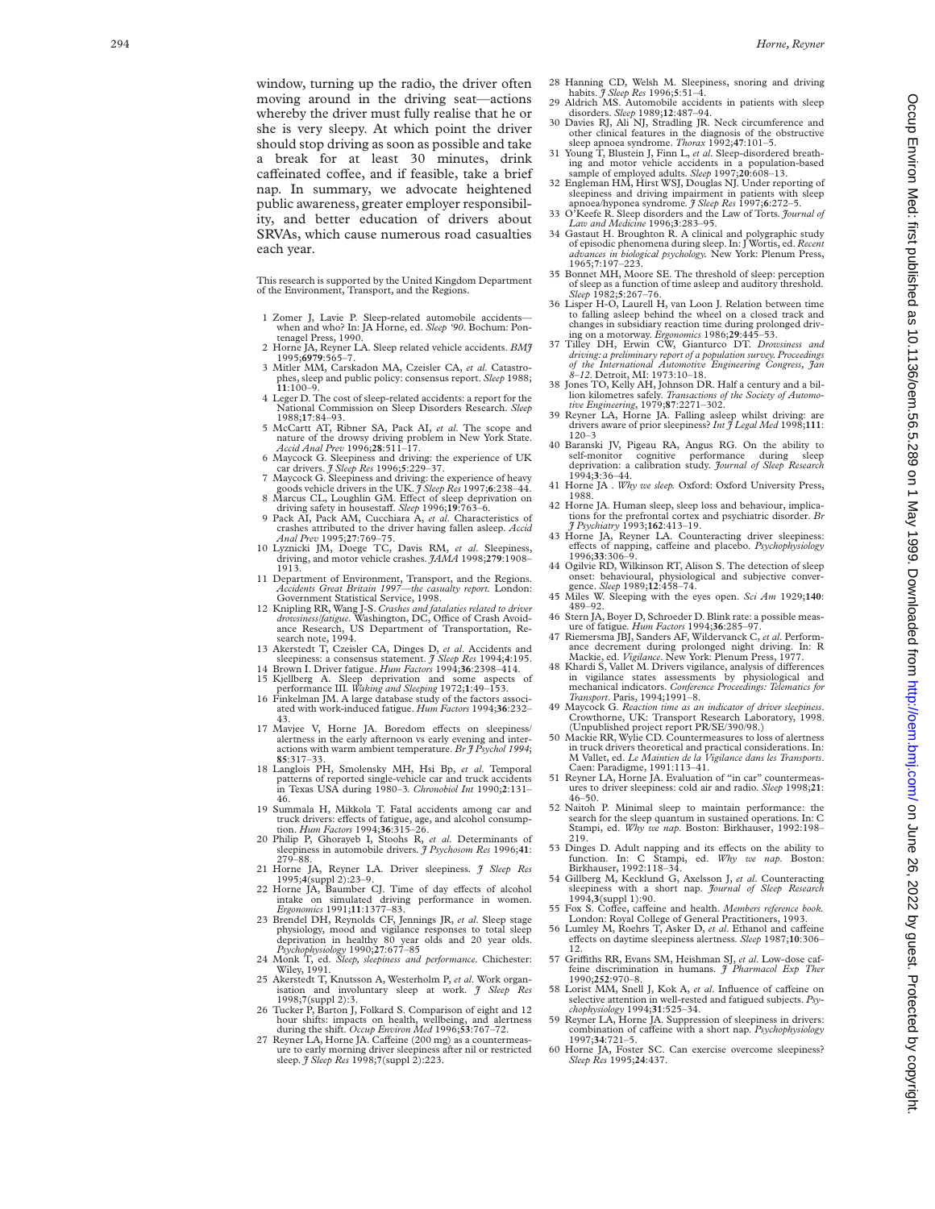window, turning up the radio, the driver often moving around in the driving seat—actions whereby the driver must fully realise that he or she is very sleepy. At which point the driver should stop driving as soon as possible and take a break for at least 30 minutes, drink caffeinated coffee, and if feasible, take a brief nap. In summary, we advocate heightened public awareness, greater employer responsibility, and better education of drivers about SRVAs, which cause numerous road casualties each year.

This research is supported by the United Kingdom Department of the Environment, Transport, and the Regions.

1 Zomer J, Lavie P. Sleep-related automobile accidents—when and who? In: JA Horne, ed. *Sleep '90*. Bochum: Pontenagel Press, 1990.
2 Horne JA, Reyner LA. Sleep related vehicle accidents. *BMJ* 1995;**6979**:565–7.
3 Mitler MM, Carskadon MA, Czeisler CA, *et al*. Catastrophes, sleep and public policy: consensus report. *Sleep* 1988; **11**:100–9.
4 Leger D. The cost of sleep-related accidents: a report for the National Commission on Sleep Disorders Research. *Sleep* 1988;**17**:84–93.
5 McCartt AT, Ribner SA, Pack AI, *et al*. The scope and nature of the drowsy driving problem in New York State. *Accid Anal Prev* 1996;**28**:511–17.
6 Maycock G. Sleepiness and driving: the experience of UK car drivers. *J Sleep Res* 1996;**5**:229–37.
7 Maycock G. Sleepiness and driving: the experience of heavy goods vehicle drivers in the UK. *J Sleep Res* 1997;**6**:238–44.
8 Marcus CL, Loughlin GM. Effect of sleep deprivation on driving safety in housestaff. *Sleep* 1996;**19**:763–6.
9 Pack AI, Pack AM, Cucchiara A, *et al*. Characteristics of crashes attributed to the driver having fallen asleep. *Accid Anal Prev* 1995;**27**:769–75.
10 Lyznicki JM, Doege TC, Davis RM, *et al*. Sleepiness, driving, and motor vehicle crashes. *JAMA* 1998;**279**:1908–1913.
11 Department of Environment, Transport, and the Regions. *Accidents Great Britain 1997—the casualty report*. London: Government Statistical Service, 1998.
12 Knipling RR, Wang J-S. *Crashes and fatalaties related to driver drowsiness/fatigue*. Washington, DC, Office of Crash Avoidance Research, US Department of Transportation, Research note, 1994.
13 Akerstedt T, Czeisler CA, Dinges D, *et al*. Accidents and sleepiness: a consensus statement. *J Sleep Res* 1994;**4**:195.
14 Brown I. Driver fatigue. *Hum Factors* 1994;**36**:2398–414.
15 Kjellberg A. Sleep deprivation and some aspects of performance III. *Waking and Sleeping* 1972;**1**:49–153.
16 Finkelman JM. A large database study of the factors associated with work-induced fatigue. *Hum Factors* 1994;**36**:232–43.
17 Mavjee V, Horne JA. Boredom effects on sleepiness/alertness in the early afternoon vs early evening and interactions with warm ambient temperature. *Br J Psychol 1994*; **85**:317–33.
18 Langlois PH, Smolensky MH, Hsi Bp, *et al*. Temporal patterns of reported single-vehicle car and truck accidents in Texas USA during 1980–3. *Chronobiol Int* 1990;**2**:131–46.
19 Summala H, Mikkola T. Fatal accidents among car and truck drivers: effects of fatigue, age, and alcohol consumption. *Hum Factors* 1994;**36**:315–26.
20 Philip P, Ghorayeb I, Stoohs R, *et al*. Determinants of sleepiness in automobile drivers. *J Psychosom Res* 1996;**41**: 279–88.
21 Horne JA, Reyner LA. Driver sleepiness. *J Sleep Res* 1995;**4**(suppl 2):23–9.
22 Horne JA, Baumber CJ. Time of day effects of alcohol intake on simulated driving performance in women. *Ergonomics* 1991;**11**:1377–83.
23 Brendel DH, Reynolds CF, Jennings JR, *et al*. Sleep stage physiology, mood and vigilance responses to total sleep deprivation in healthy 80 year olds and 20 year olds. *Psychophysiology* 1990;**27**:677–85
24 Monk T, ed. *Sleep, sleepiness and performance*. Chichester: Wiley, 1991.
25 Akerstedt T, Knutsson A, Westerholm P, *et al*. Work organisation and involuntary sleep at work. *J Sleep Res* 1998;**7**(suppl 2):3.
26 Tucker P, Barton J, Folkard S. Comparison of eight and 12 hour shifts: impacts on health, wellbeing, and alertness during the shift. *Occup Environ Med* 1996;**53**:767–72.
27 Reyner LA, Horne JA. Caffeine (200 mg) as a countermeasure to early morning driver sleepiness after nil or restricted sleep. *J Sleep Res* 1998;**7**(suppl 2):223.
28 Hanning CD, Welsh M. Sleepiness, snoring and driving habits. *J Sleep Res* 1996;**5**:51–4.
29 Aldrich MS. Automobile accidents in patients with sleep disorders. *Sleep* 1989;**12**:487–94.
30 Davies RJ, Ali NJ, Stradling JR. Neck circumference and other clinical features in the diagnosis of the obstructive sleep apnoea syndrome. *Thorax* 1992;**47**:101–5.
31 Young T, Blustein J, Finn L, *et al*. Sleep-disordered breathing and motor vehicle accidents in a population-based sample of employed adults. *Sleep* 1997;**20**:608–13.
32 Engleman HM, Hirst WSJ, Douglas NJ. Under reporting of sleepiness and driving impairment in patients with sleep apnoea/hyponea syndrome. *J Sleep Res* 1997;**6**:272–5.
33 O'Keefe R. Sleep disorders and the Law of Torts. *Journal of Law and Medicine* 1996;**3**:283–95.
34 Gastaut H. Broughton R. A clinical and polygraphic study of episodic phenomena during sleep. In: J Wortis, ed. *Recent advances in biological psychology*. New York: Plenum Press, 1965;**7**:197–223.
35 Bonnet MH, Moore SE. The threshold of sleep: perception of sleep as a function of time asleep and auditory threshold. *Sleep* 1982;**5**:267–76.
36 Lisper H-O, Laurell H, van Loon J. Relation between time to falling asleep behind the wheel on a closed track and changes in subsidiary reaction time during prolonged driving on a motorway. *Ergonomics* 1986;**29**:445–53.
37 Tilley DH, Erwin CW, Gianturco DT. *Drowsiness and driving: a preliminary report of a population survey. Proceedings of the International Automotive Engineering Congress, Jan 8–12*. Detroit, MI: 1973:10–18.
38 Jones TO, Kelly AH, Johnson DR. Half a century and a billion kilometres safely. *Transactions of the Society of Automotive Engineering*, 1979;**87**:2271–302.
39 Reyner LA, Horne JA. Falling asleep whilst driving: are drivers aware of prior sleepiness? *Int J Legal Med* 1998;**111**: 120–3
40 Baranski JV, Pigeau RA, Angus RG. On the ability to self-monitor cognitive performance during sleep deprivation: a calibration study. *Journal of Sleep Research* 1994;**3**:36–44.
41 Horne JA . *Why we sleep*. Oxford: Oxford University Press, 1988.
42 Horne JA. Human sleep, sleep loss and behaviour, implications for the prefrontal cortex and psychiatric disorder. *Br J Psychiatry* 1993;**162**:413–19.
43 Horne JA, Reyner LA. Counteracting driver sleepiness: effects of napping, caffeine and placebo. *Psychophysiology* 1996;**33**:306–9.
44 Ogilvie RD, Wilkinson RT, Alison S. The detection of sleep onset: behavioural, physiological and subjective convergence. *Sleep* 1989;**12**:458–74.
45 Miles W. Sleeping with the eyes open. *Sci Am* 1929;**140**: 489–92.
46 Stern JA, Boyer D, Schroeder D. Blink rate: a possible measure of fatigue. *Hum Factors* 1994;**36**:285–97.
47 Riemersma JBJ, Sanders AF, Wildervanck C, *et al*. Performance decrement during prolonged night driving. In: R Mackie, ed. *Vigilance*. New York: Plenum Press, 1977.
48 Khardi S, Vallet M. Drivers vigilance, analysis of differences in vigilance states assessments by physiological and mechanical indicators. *Conference Proceedings: Telematics for Transport*. Paris, 1994;1991–8.
49 Maycock G. *Reaction time as an indicator of driver sleepiness*. Crowthorne, UK: Transport Research Laboratory, 1998. (Unpublished project report PR/SE/390/98.)
50 Mackie RR, Wylie CD. Countermeasures to loss of alertness in truck drivers theoretical and practical considerations. In: M Vallet, ed. *Le Maintien de la Vigilance dans les Transports*. Caen: Paradigme, 1991:113–41.
51 Reyner LA, Horne JA. Evaluation of "in car" countermeasures to driver sleepiness: cold air and radio. *Sleep* 1998;**21**: 46–50.
52 Naitoh P. Minimal sleep to maintain performance: the search for the sleep quantum in sustained operations. In: C Stampi, ed. *Why we nap*. Boston: Birkhauser, 1992:198–219.
53 Dinges D. Adult napping and its effects on the ability to function. In: C Stampi, ed. *Why we nap*. Boston: Birkhauser, 1992:118–34.
54 Gillberg M, Kecklund G, Axelsson J, *et al*. Counteracting sleepiness with a short nap. *Journal of Sleep Research* 1994,**3**(suppl 1):90.
55 Fox S. Coffee, caffeine and health. *Members reference book*. London: Royal College of General Practitioners, 1993.
56 Lumley M, Roehrs T, Asker D, *et al*. Ethanol and caffeine effects on daytime sleepiness alertness. *Sleep* 1987;**10**:306–12.
57 Griffiths RR, Evans SM, Heishman SJ, *et al*. Low-dose caffeine discrimination in humans. *J Pharmacol Exp Ther* 1990;**252**:970–8.
58 Lorist MM, Snell J, Kok A, *et al*. Influence of caffeine on selective attention in well-rested and fatigued subjects. *Psychophysiology* 1994;**31**:525–34.
59 Reyner LA, Horne JA. Suppression of sleepiness in drivers: combination of caffeine with a short nap. *Psychophysiology* 1997;**34**:721–5.
60 Horne JA, Foster SC. Can exercise overcome sleepiness? *Sleep Res* 1995;**24**:437.